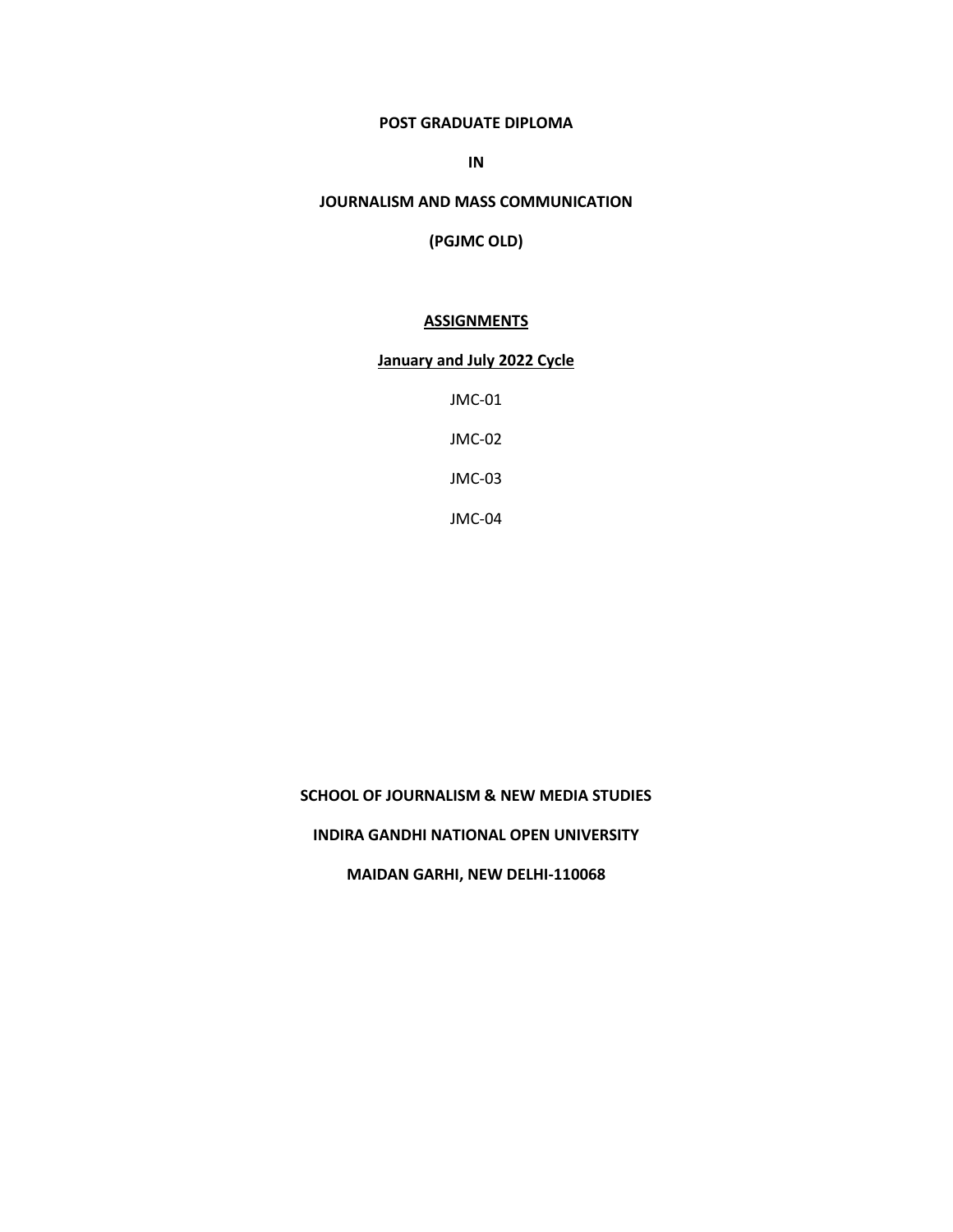**POST GRADUATE DIPLOMA**

**IN**

**JOURNALISM AND MASS COMMUNICATION**

**(PGJMC OLD)**

# ASSIGNMENTS

## January and July 2022 Cycle

JMC-01

JMC-02

JMC-03

JMC-04

**SCHOOL OF JOURNALISM & NEW MEDIA STUDIES**

**INDIRA GANDHI NATIONAL OPEN UNIVERSITY**

**MAIDAN GARHI, NEW DELHI-110068**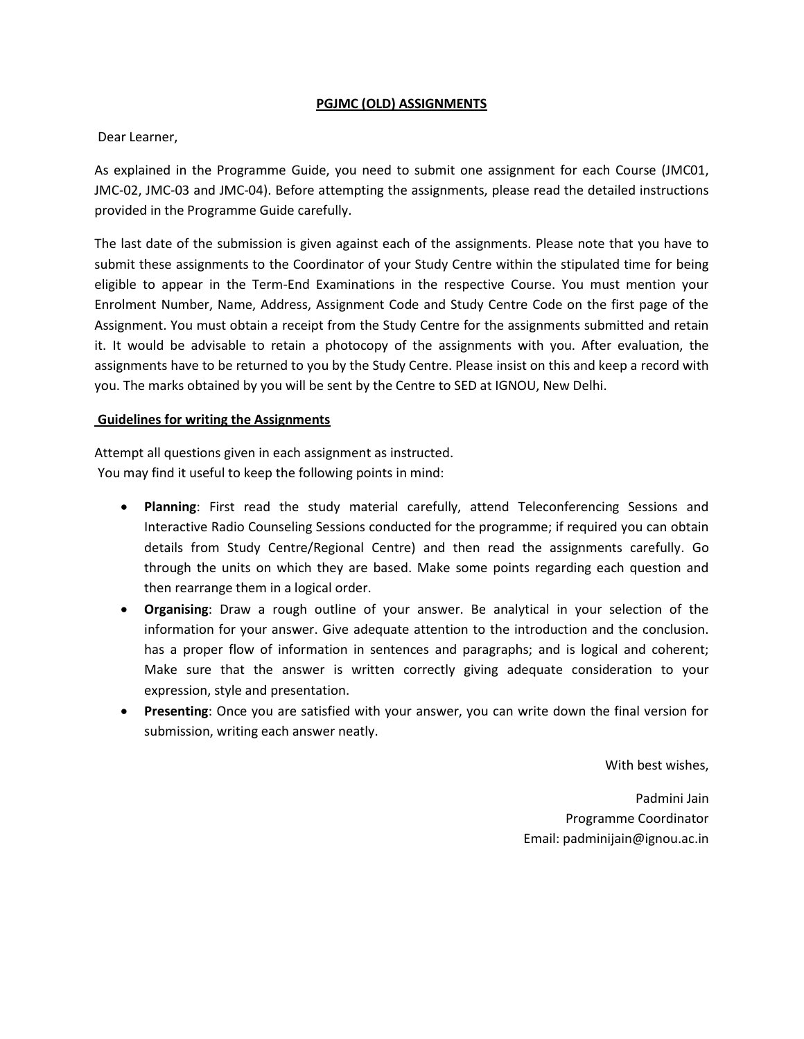## PGJMC (OLD) ASSIGNMENTS

Dear Learner,

As explained in the Programme Guide, you need to submit one assignment for each Course (JMC01, JMC-02, JMC-03 and JMC-04). Before attempting the assignments, please read the detailed instructions provided in the Programme Guide carefully.

The last date of the submission is given against each of the assignments. Please note that you have to submit these assignments to the Coordinator of your Study Centre within the stipulated time for being eligible to appear in the Term-End Examinations in the respective Course. You must mention your Enrolment Number, Name, Address, Assignment Code and Study Centre Code on the first page of the Assignment. You must obtain a receipt from the Study Centre for the assignments submitted and retain it. It would be advisable to retain a photocopy of the assignments with you. After evaluation, the assignments have to be returned to you by the Study Centre. Please insist on this and keep a record with you. The marks obtained by you will be sent by the Centre to SED at IGNOU, New Delhi.

### Guidelines for writing the Assignments

Attempt all questions given in each assignment as instructed.
You may find it useful to keep the following points in mind:

- **Planning**: First read the study material carefully, attend Teleconferencing Sessions and Interactive Radio Counseling Sessions conducted for the programme; if required you can obtain details from Study Centre/Regional Centre) and then read the assignments carefully. Go through the units on which they are based. Make some points regarding each question and then rearrange them in a logical order.
- **Organising**: Draw a rough outline of your answer. Be analytical in your selection of the information for your answer. Give adequate attention to the introduction and the conclusion. has a proper flow of information in sentences and paragraphs; and is logical and coherent; Make sure that the answer is written correctly giving adequate consideration to your expression, style and presentation.
- **Presenting**: Once you are satisfied with your answer, you can write down the final version for submission, writing each answer neatly.

With best wishes,

Padmini Jain
Programme Coordinator
Email: padminijain@ignou.ac.in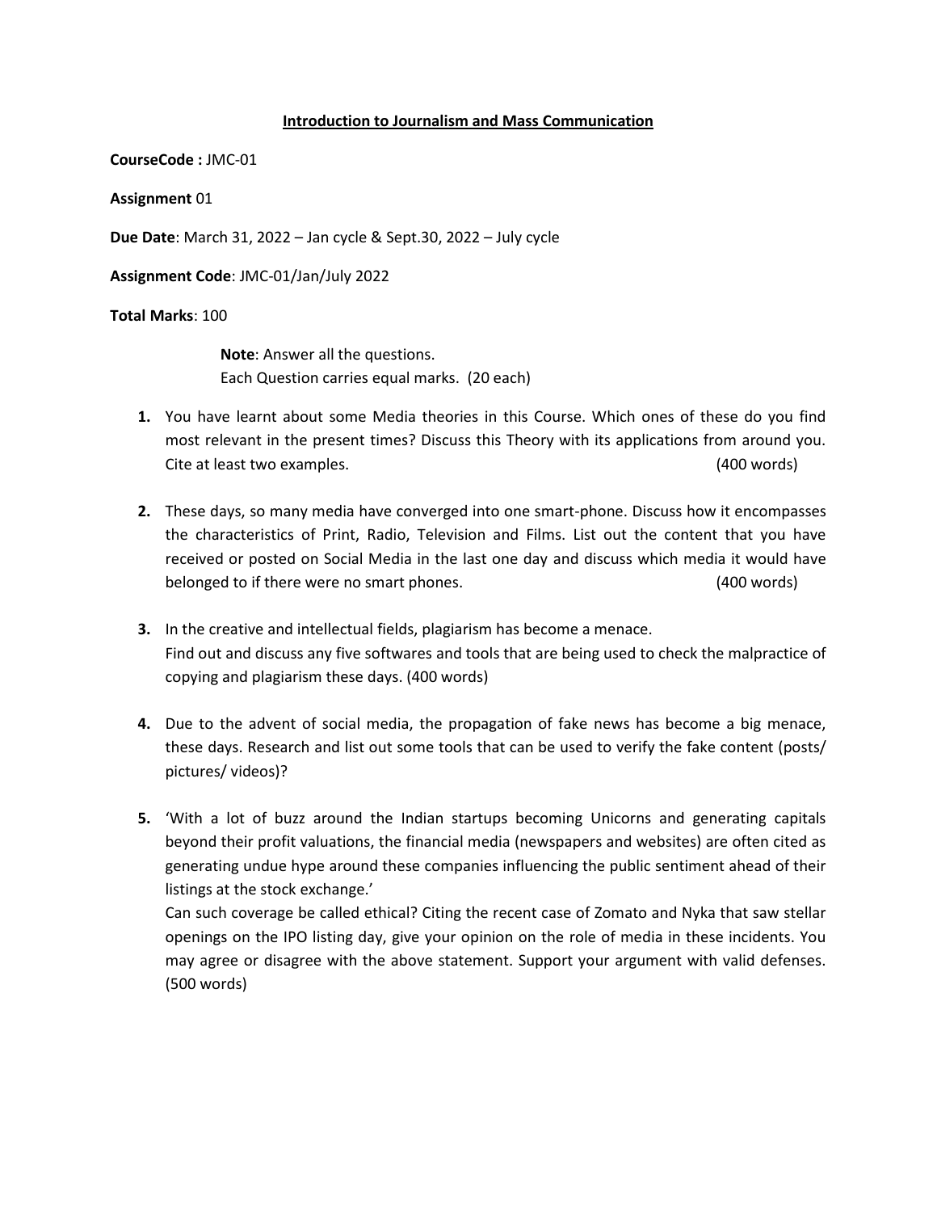## Introduction to Journalism and Mass Communication

**CourseCode :** JMC-01

**Assignment** 01

**Due Date**: March 31, 2022 – Jan cycle & Sept.30, 2022 – July cycle

**Assignment Code**: JMC-01/Jan/July 2022

**Total Marks**: 100

> **Note**: Answer all the questions.
> Each Question carries equal marks. (20 each)

1. You have learnt about some Media theories in this Course. Which ones of these do you find most relevant in the present times? Discuss this Theory with its applications from around you. Cite at least two examples. (400 words)

2. These days, so many media have converged into one smart-phone. Discuss how it encompasses the characteristics of Print, Radio, Television and Films. List out the content that you have received or posted on Social Media in the last one day and discuss which media it would have belonged to if there were no smart phones. (400 words)

3. In the creative and intellectual fields, plagiarism has become a menace.
   Find out and discuss any five softwares and tools that are being used to check the malpractice of copying and plagiarism these days. (400 words)

4. Due to the advent of social media, the propagation of fake news has become a big menace, these days. Research and list out some tools that can be used to verify the fake content (posts/ pictures/ videos)?

5. 'With a lot of buzz around the Indian startups becoming Unicorns and generating capitals beyond their profit valuations, the financial media (newspapers and websites) are often cited as generating undue hype around these companies influencing the public sentiment ahead of their listings at the stock exchange.'
   Can such coverage be called ethical? Citing the recent case of Zomato and Nyka that saw stellar openings on the IPO listing day, give your opinion on the role of media in these incidents. You may agree or disagree with the above statement. Support your argument with valid defenses. (500 words)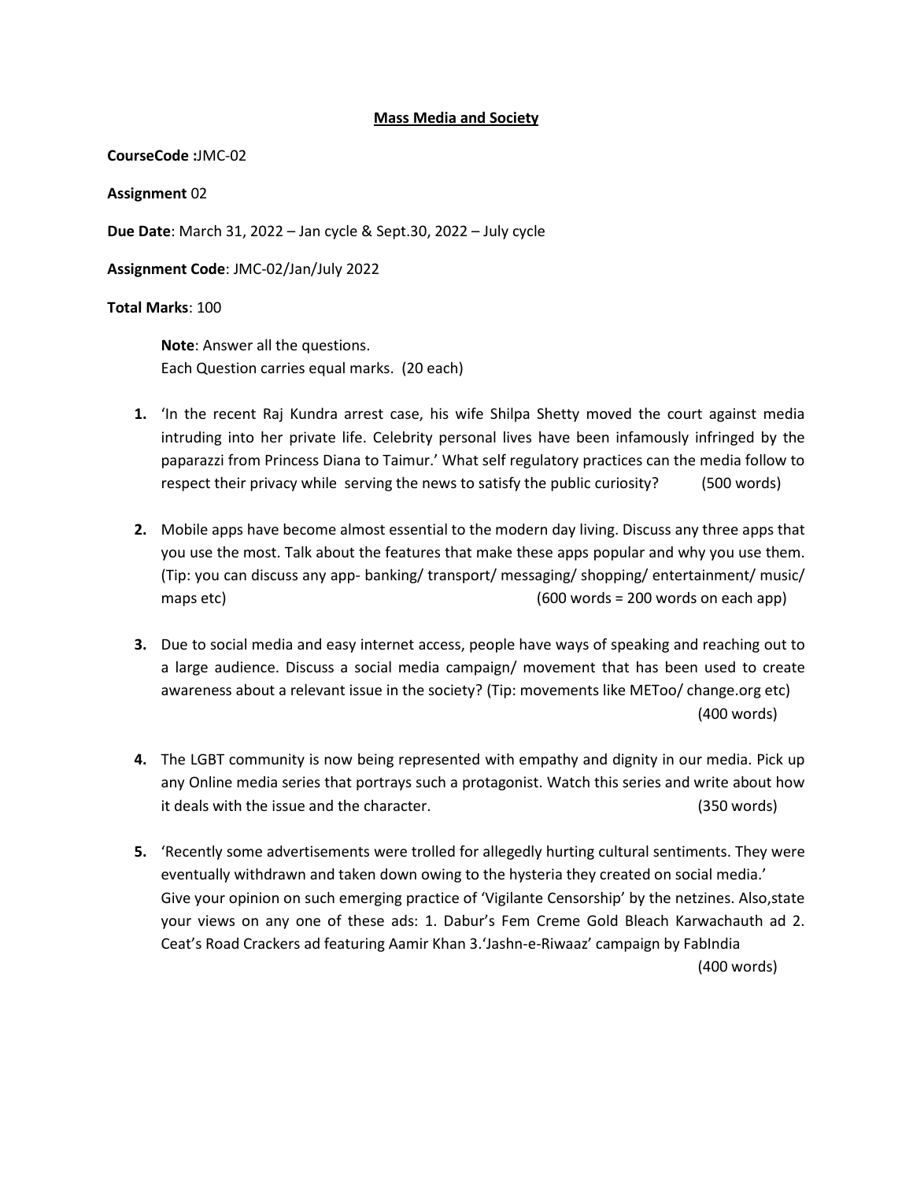**Mass Media and Society**

**CourseCode :**JMC-02

**Assignment** 02

**Due Date**: March 31, 2022 – Jan cycle & Sept.30, 2022 – July cycle

**Assignment Code**: JMC-02/Jan/July 2022

**Total Marks**: 100

> **Note**: Answer all the questions.
> Each Question carries equal marks. (20 each)

1. 'In the recent Raj Kundra arrest case, his wife Shilpa Shetty moved the court against media intruding into her private life. Celebrity personal lives have been infamously infringed by the paparazzi from Princess Diana to Taimur.' What self regulatory practices can the media follow to respect their privacy while serving the news to satisfy the public curiosity? (500 words)

2. Mobile apps have become almost essential to the modern day living. Discuss any three apps that you use the most. Talk about the features that make these apps popular and why you use them. (Tip: you can discuss any app- banking/ transport/ messaging/ shopping/ entertainment/ music/ maps etc) (600 words = 200 words on each app)

3. Due to social media and easy internet access, people have ways of speaking and reaching out to a large audience. Discuss a social media campaign/ movement that has been used to create awareness about a relevant issue in the society? (Tip: movements like METoo/ change.org etc) (400 words)

4. The LGBT community is now being represented with empathy and dignity in our media. Pick up any Online media series that portrays such a protagonist. Watch this series and write about how it deals with the issue and the character. (350 words)

5. 'Recently some advertisements were trolled for allegedly hurting cultural sentiments. They were eventually withdrawn and taken down owing to the hysteria they created on social media.' Give your opinion on such emerging practice of 'Vigilante Censorship' by the netzines. Also,state your views on any one of these ads: 1. Dabur's Fem Creme Gold Bleach Karwachauth ad 2. Ceat's Road Crackers ad featuring Aamir Khan 3.'Jashn-e-Riwaaz' campaign by FabIndia (400 words)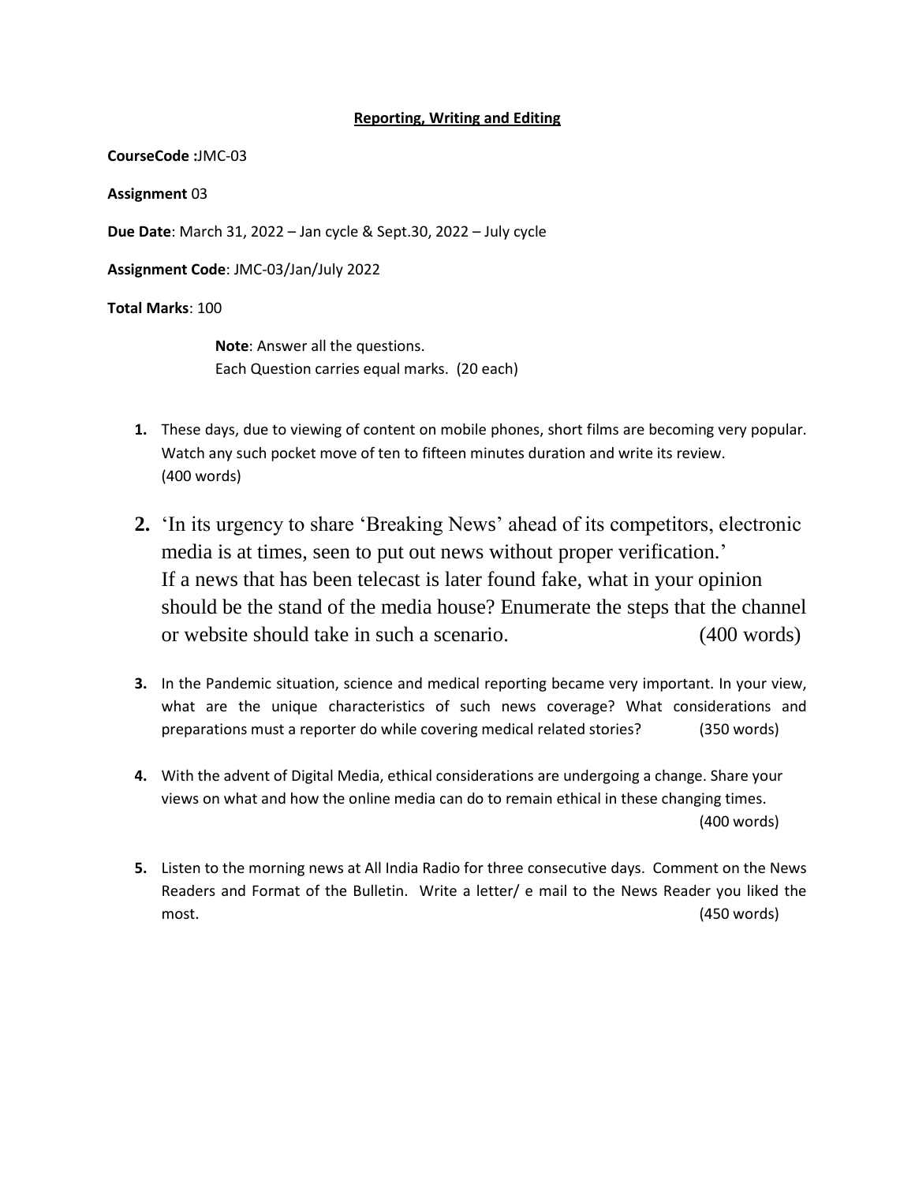## Reporting, Writing and Editing

**CourseCode :**JMC-03

**Assignment** 03

**Due Date**: March 31, 2022 – Jan cycle & Sept.30, 2022 – July cycle

**Assignment Code**: JMC-03/Jan/July 2022

**Total Marks**: 100

> **Note**: Answer all the questions.
> Each Question carries equal marks. (20 each)

1. These days, due to viewing of content on mobile phones, short films are becoming very popular. Watch any such pocket move of ten to fifteen minutes duration and write its review. (400 words)

2. 'In its urgency to share 'Breaking News' ahead of its competitors, electronic media is at times, seen to put out news without proper verification.' If a news that has been telecast is later found fake, what in your opinion should be the stand of the media house? Enumerate the steps that the channel or website should take in such a scenario. (400 words)

3. In the Pandemic situation, science and medical reporting became very important. In your view, what are the unique characteristics of such news coverage? What considerations and preparations must a reporter do while covering medical related stories? (350 words)

4. With the advent of Digital Media, ethical considerations are undergoing a change. Share your views on what and how the online media can do to remain ethical in these changing times. (400 words)

5. Listen to the morning news at All India Radio for three consecutive days. Comment on the News Readers and Format of the Bulletin. Write a letter/ e mail to the News Reader you liked the most. (450 words)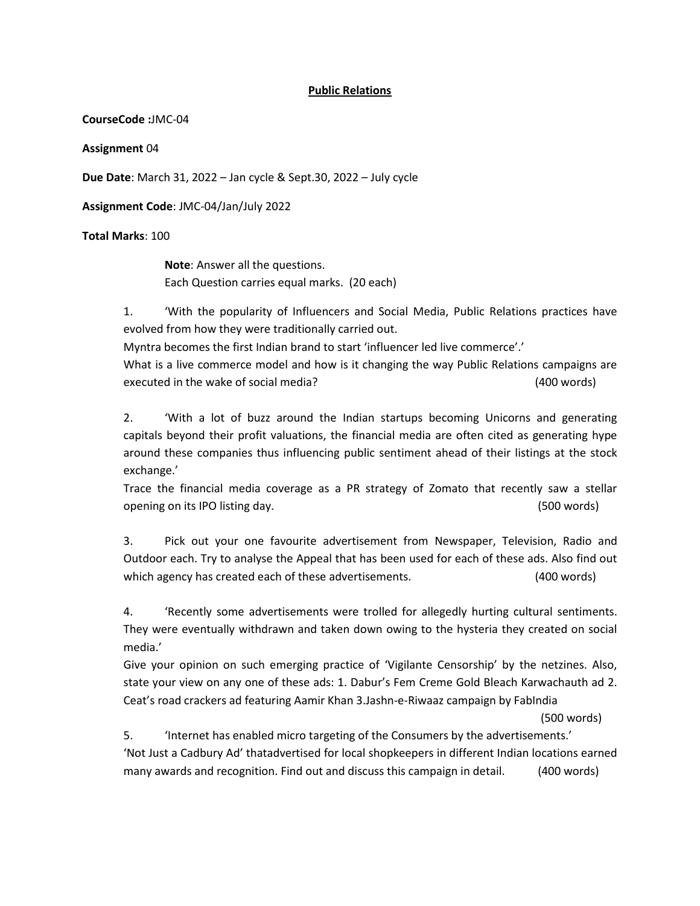**Public Relations**

**CourseCode :**JMC-04

**Assignment** 04

**Due Date**: March 31, 2022 – Jan cycle & Sept.30, 2022 – July cycle

**Assignment Code**: JMC-04/Jan/July 2022

**Total Marks**: 100

> **Note**: Answer all the questions.
> Each Question carries equal marks. (20 each)

1. 'With the popularity of Influencers and Social Media, Public Relations practices have evolved from how they were traditionally carried out.
Myntra becomes the first Indian brand to start 'influencer led live commerce'.'
What is a live commerce model and how is it changing the way Public Relations campaigns are executed in the wake of social media? (400 words)

2. 'With a lot of buzz around the Indian startups becoming Unicorns and generating capitals beyond their profit valuations, the financial media are often cited as generating hype around these companies thus influencing public sentiment ahead of their listings at the stock exchange.'
Trace the financial media coverage as a PR strategy of Zomato that recently saw a stellar opening on its IPO listing day. (500 words)

3. Pick out your one favourite advertisement from Newspaper, Television, Radio and Outdoor each. Try to analyse the Appeal that has been used for each of these ads. Also find out which agency has created each of these advertisements. (400 words)

4. 'Recently some advertisements were trolled for allegedly hurting cultural sentiments. They were eventually withdrawn and taken down owing to the hysteria they created on social media.'
Give your opinion on such emerging practice of 'Vigilante Censorship' by the netzines. Also, state your view on any one of these ads: 1. Dabur's Fem Creme Gold Bleach Karwachauth ad 2. Ceat's road crackers ad featuring Aamir Khan 3.Jashn-e-Riwaaz campaign by FabIndia (500 words)

5. 'Internet has enabled micro targeting of the Consumers by the advertisements.'
'Not Just a Cadbury Ad' thatadvertised for local shopkeepers in different Indian locations earned many awards and recognition. Find out and discuss this campaign in detail. (400 words)